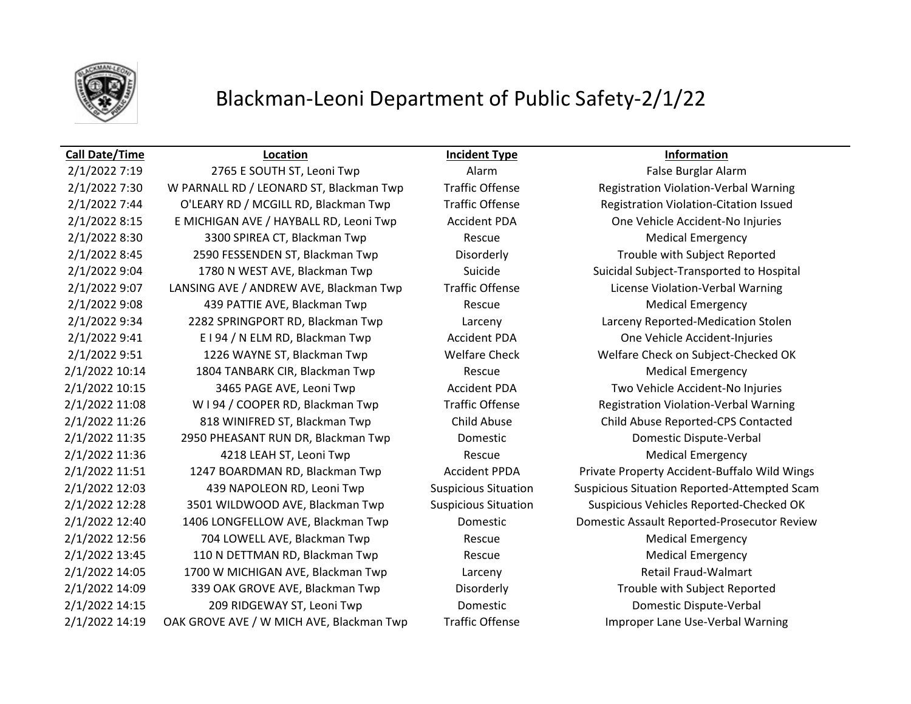# Blackman-Leoni Department of Public Safety-2/1/22

| Call Date/Time | Location | Incident Type | Information |
|---|---|---|---|
| 2/1/2022 7:19 | 2765 E SOUTH ST, Leoni Twp | Alarm | False Burglar Alarm |
| 2/1/2022 7:30 | W PARNALL RD / LEONARD ST, Blackman Twp | Traffic Offense | Registration Violation-Verbal Warning |
| 2/1/2022 7:44 | O'LEARY RD / MCGILL RD, Blackman Twp | Traffic Offense | Registration Violation-Citation Issued |
| 2/1/2022 8:15 | E MICHIGAN AVE / HAYBALL RD, Leoni Twp | Accident PDA | One Vehicle Accident-No Injuries |
| 2/1/2022 8:30 | 3300 SPIREA CT, Blackman Twp | Rescue | Medical Emergency |
| 2/1/2022 8:45 | 2590 FESSENDEN ST, Blackman Twp | Disorderly | Trouble with Subject Reported |
| 2/1/2022 9:04 | 1780 N WEST AVE, Blackman Twp | Suicide | Suicidal Subject-Transported to Hospital |
| 2/1/2022 9:07 | LANSING AVE / ANDREW AVE, Blackman Twp | Traffic Offense | License Violation-Verbal Warning |
| 2/1/2022 9:08 | 439 PATTIE AVE, Blackman Twp | Rescue | Medical Emergency |
| 2/1/2022 9:34 | 2282 SPRINGPORT RD, Blackman Twp | Larceny | Larceny Reported-Medication Stolen |
| 2/1/2022 9:41 | E I 94 / N ELM RD, Blackman Twp | Accident PDA | One Vehicle Accident-Injuries |
| 2/1/2022 9:51 | 1226 WAYNE ST, Blackman Twp | Welfare Check | Welfare Check on Subject-Checked OK |
| 2/1/2022 10:14 | 1804 TANBARK CIR, Blackman Twp | Rescue | Medical Emergency |
| 2/1/2022 10:15 | 3465 PAGE AVE, Leoni Twp | Accident PDA | Two Vehicle Accident-No Injuries |
| 2/1/2022 11:08 | W I 94 / COOPER RD, Blackman Twp | Traffic Offense | Registration Violation-Verbal Warning |
| 2/1/2022 11:26 | 818 WINIFRED ST, Blackman Twp | Child Abuse | Child Abuse Reported-CPS Contacted |
| 2/1/2022 11:35 | 2950 PHEASANT RUN DR, Blackman Twp | Domestic | Domestic Dispute-Verbal |
| 2/1/2022 11:36 | 4218 LEAH ST, Leoni Twp | Rescue | Medical Emergency |
| 2/1/2022 11:51 | 1247 BOARDMAN RD, Blackman Twp | Accident PPDA | Private Property Accident-Buffalo Wild Wings |
| 2/1/2022 12:03 | 439 NAPOLEON RD, Leoni Twp | Suspicious Situation | Suspicious Situation Reported-Attempted Scam |
| 2/1/2022 12:28 | 3501 WILDWOOD AVE, Blackman Twp | Suspicious Situation | Suspicious Vehicles Reported-Checked OK |
| 2/1/2022 12:40 | 1406 LONGFELLOW AVE, Blackman Twp | Domestic | Domestic Assault Reported-Prosecutor Review |
| 2/1/2022 12:56 | 704 LOWELL AVE, Blackman Twp | Rescue | Medical Emergency |
| 2/1/2022 13:45 | 110 N DETTMAN RD, Blackman Twp | Rescue | Medical Emergency |
| 2/1/2022 14:05 | 1700 W MICHIGAN AVE, Blackman Twp | Larceny | Retail Fraud-Walmart |
| 2/1/2022 14:09 | 339 OAK GROVE AVE, Blackman Twp | Disorderly | Trouble with Subject Reported |
| 2/1/2022 14:15 | 209 RIDGEWAY ST, Leoni Twp | Domestic | Domestic Dispute-Verbal |
| 2/1/2022 14:19 | OAK GROVE AVE / W MICH AVE, Blackman Twp | Traffic Offense | Improper Lane Use-Verbal Warning |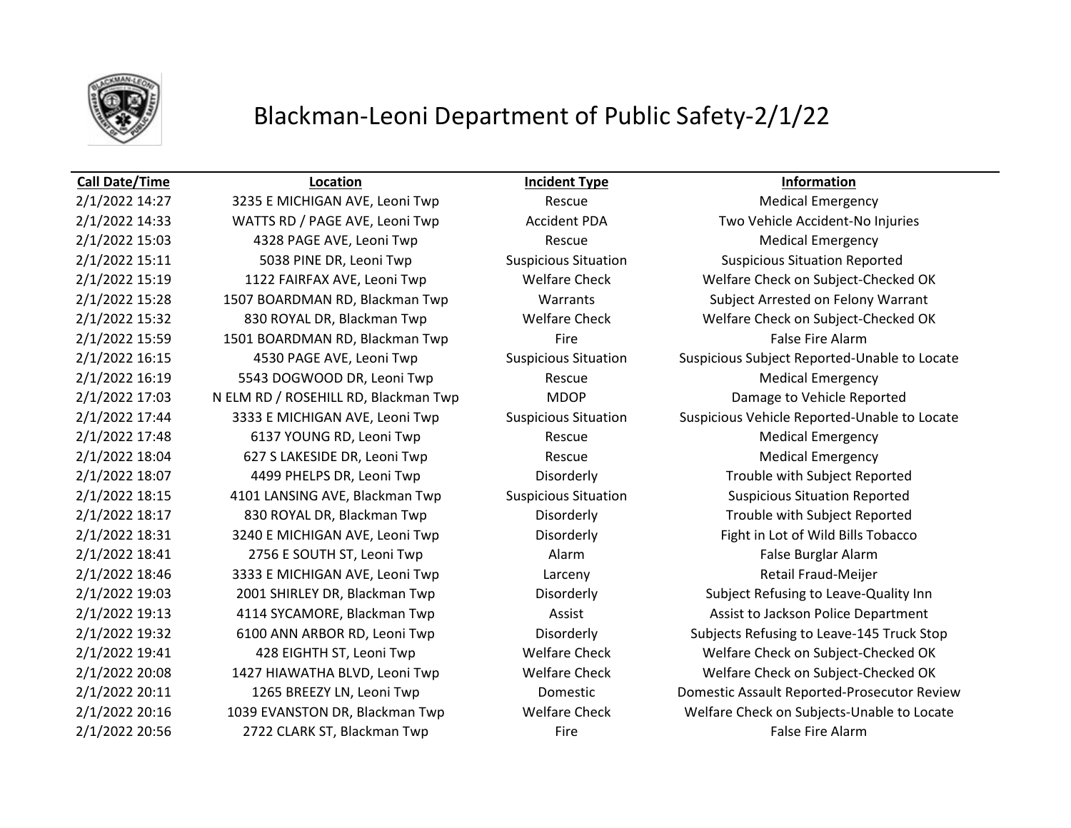# Blackman-Leoni Department of Public Safety-2/1/22

| Call Date/Time | Location | Incident Type | Information |
|---|---|---|---|
| 2/1/2022 14:27 | 3235 E MICHIGAN AVE, Leoni Twp | Rescue | Medical Emergency |
| 2/1/2022 14:33 | WATTS RD / PAGE AVE, Leoni Twp | Accident PDA | Two Vehicle Accident-No Injuries |
| 2/1/2022 15:03 | 4328 PAGE AVE, Leoni Twp | Rescue | Medical Emergency |
| 2/1/2022 15:11 | 5038 PINE DR, Leoni Twp | Suspicious Situation | Suspicious Situation Reported |
| 2/1/2022 15:19 | 1122 FAIRFAX AVE, Leoni Twp | Welfare Check | Welfare Check on Subject-Checked OK |
| 2/1/2022 15:28 | 1507 BOARDMAN RD, Blackman Twp | Warrants | Subject Arrested on Felony Warrant |
| 2/1/2022 15:32 | 830 ROYAL DR, Blackman Twp | Welfare Check | Welfare Check on Subject-Checked OK |
| 2/1/2022 15:59 | 1501 BOARDMAN RD, Blackman Twp | Fire | False Fire Alarm |
| 2/1/2022 16:15 | 4530 PAGE AVE, Leoni Twp | Suspicious Situation | Suspicious Subject Reported-Unable to Locate |
| 2/1/2022 16:19 | 5543 DOGWOOD DR, Leoni Twp | Rescue | Medical Emergency |
| 2/1/2022 17:03 | N ELM RD / ROSEHILL RD, Blackman Twp | MDOP | Damage to Vehicle Reported |
| 2/1/2022 17:44 | 3333 E MICHIGAN AVE, Leoni Twp | Suspicious Situation | Suspicious Vehicle Reported-Unable to Locate |
| 2/1/2022 17:48 | 6137 YOUNG RD, Leoni Twp | Rescue | Medical Emergency |
| 2/1/2022 18:04 | 627 S LAKESIDE DR, Leoni Twp | Rescue | Medical Emergency |
| 2/1/2022 18:07 | 4499 PHELPS DR, Leoni Twp | Disorderly | Trouble with Subject Reported |
| 2/1/2022 18:15 | 4101 LANSING AVE, Blackman Twp | Suspicious Situation | Suspicious Situation Reported |
| 2/1/2022 18:17 | 830 ROYAL DR, Blackman Twp | Disorderly | Trouble with Subject Reported |
| 2/1/2022 18:31 | 3240 E MICHIGAN AVE, Leoni Twp | Disorderly | Fight in Lot of Wild Bills Tobacco |
| 2/1/2022 18:41 | 2756 E SOUTH ST, Leoni Twp | Alarm | False Burglar Alarm |
| 2/1/2022 18:46 | 3333 E MICHIGAN AVE, Leoni Twp | Larceny | Retail Fraud-Meijer |
| 2/1/2022 19:03 | 2001 SHIRLEY DR, Blackman Twp | Disorderly | Subject Refusing to Leave-Quality Inn |
| 2/1/2022 19:13 | 4114 SYCAMORE, Blackman Twp | Assist | Assist to Jackson Police Department |
| 2/1/2022 19:32 | 6100 ANN ARBOR RD, Leoni Twp | Disorderly | Subjects Refusing to Leave-145 Truck Stop |
| 2/1/2022 19:41 | 428 EIGHTH ST, Leoni Twp | Welfare Check | Welfare Check on Subject-Checked OK |
| 2/1/2022 20:08 | 1427 HIAWATHA BLVD, Leoni Twp | Welfare Check | Welfare Check on Subject-Checked OK |
| 2/1/2022 20:11 | 1265 BREEZY LN, Leoni Twp | Domestic | Domestic Assault Reported-Prosecutor Review |
| 2/1/2022 20:16 | 1039 EVANSTON DR, Blackman Twp | Welfare Check | Welfare Check on Subjects-Unable to Locate |
| 2/1/2022 20:56 | 2722 CLARK ST, Blackman Twp | Fire | False Fire Alarm |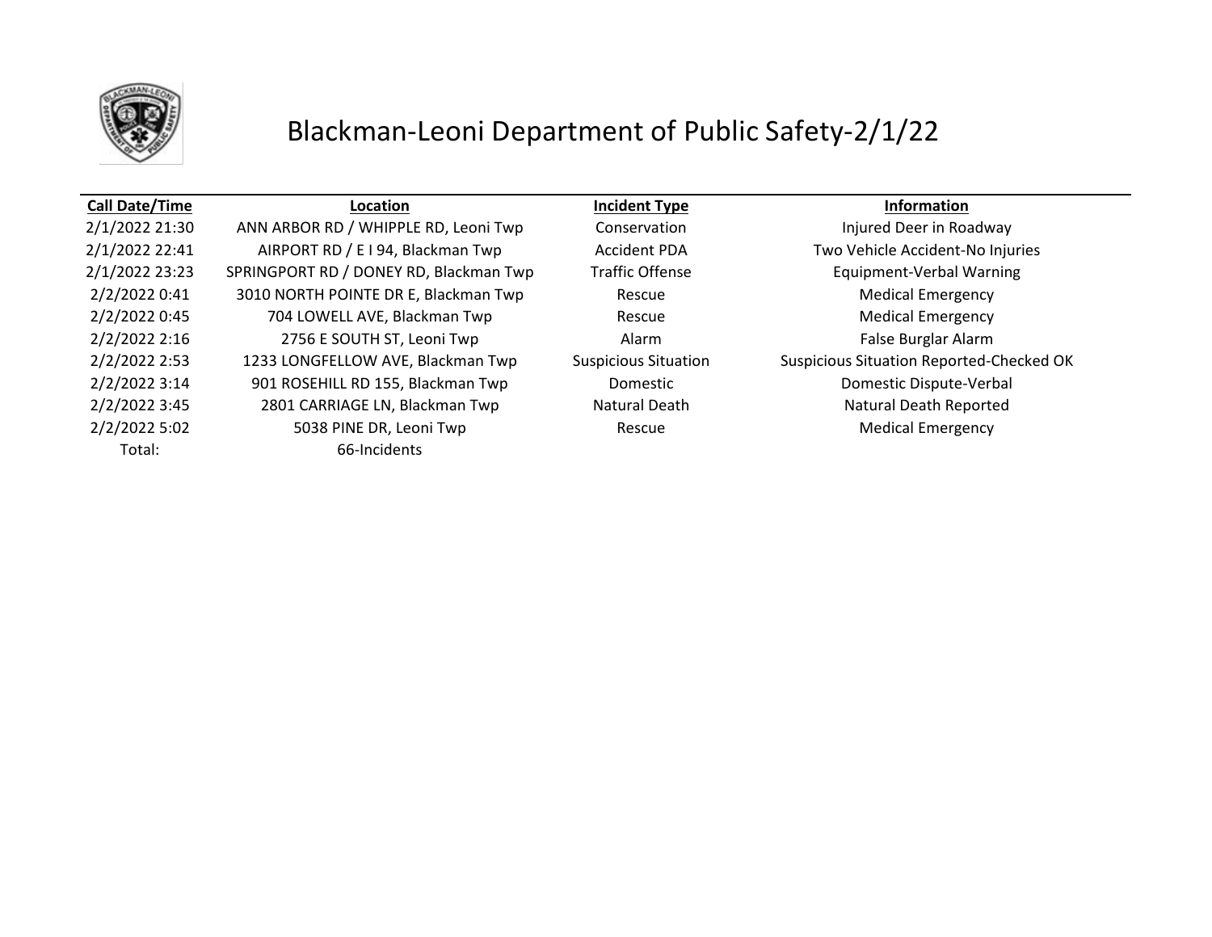# Blackman-Leoni Department of Public Safety-2/1/22

| Call Date/Time | Location | Incident Type | Information |
|---|---|---|---|
| 2/1/2022 21:30 | ANN ARBOR RD / WHIPPLE RD, Leoni Twp | Conservation | Injured Deer in Roadway |
| 2/1/2022 22:41 | AIRPORT RD / E I 94, Blackman Twp | Accident PDA | Two Vehicle Accident-No Injuries |
| 2/1/2022 23:23 | SPRINGPORT RD / DONEY RD, Blackman Twp | Traffic Offense | Equipment-Verbal Warning |
| 2/2/2022 0:41 | 3010 NORTH POINTE DR E, Blackman Twp | Rescue | Medical Emergency |
| 2/2/2022 0:45 | 704 LOWELL AVE, Blackman Twp | Rescue | Medical Emergency |
| 2/2/2022 2:16 | 2756 E SOUTH ST, Leoni Twp | Alarm | False Burglar Alarm |
| 2/2/2022 2:53 | 1233 LONGFELLOW AVE, Blackman Twp | Suspicious Situation | Suspicious Situation Reported-Checked OK |
| 2/2/2022 3:14 | 901 ROSEHILL RD 155, Blackman Twp | Domestic | Domestic Dispute-Verbal |
| 2/2/2022 3:45 | 2801 CARRIAGE LN, Blackman Twp | Natural Death | Natural Death Reported |
| 2/2/2022 5:02 | 5038 PINE DR, Leoni Twp | Rescue | Medical Emergency |
| Total: | 66-Incidents | | |